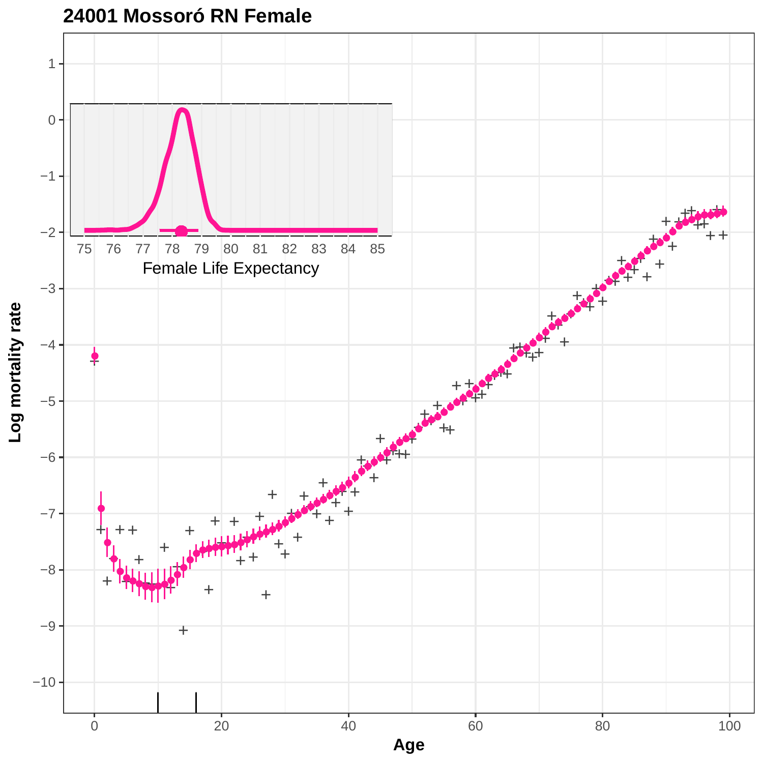# 24001 Mossoró RN Female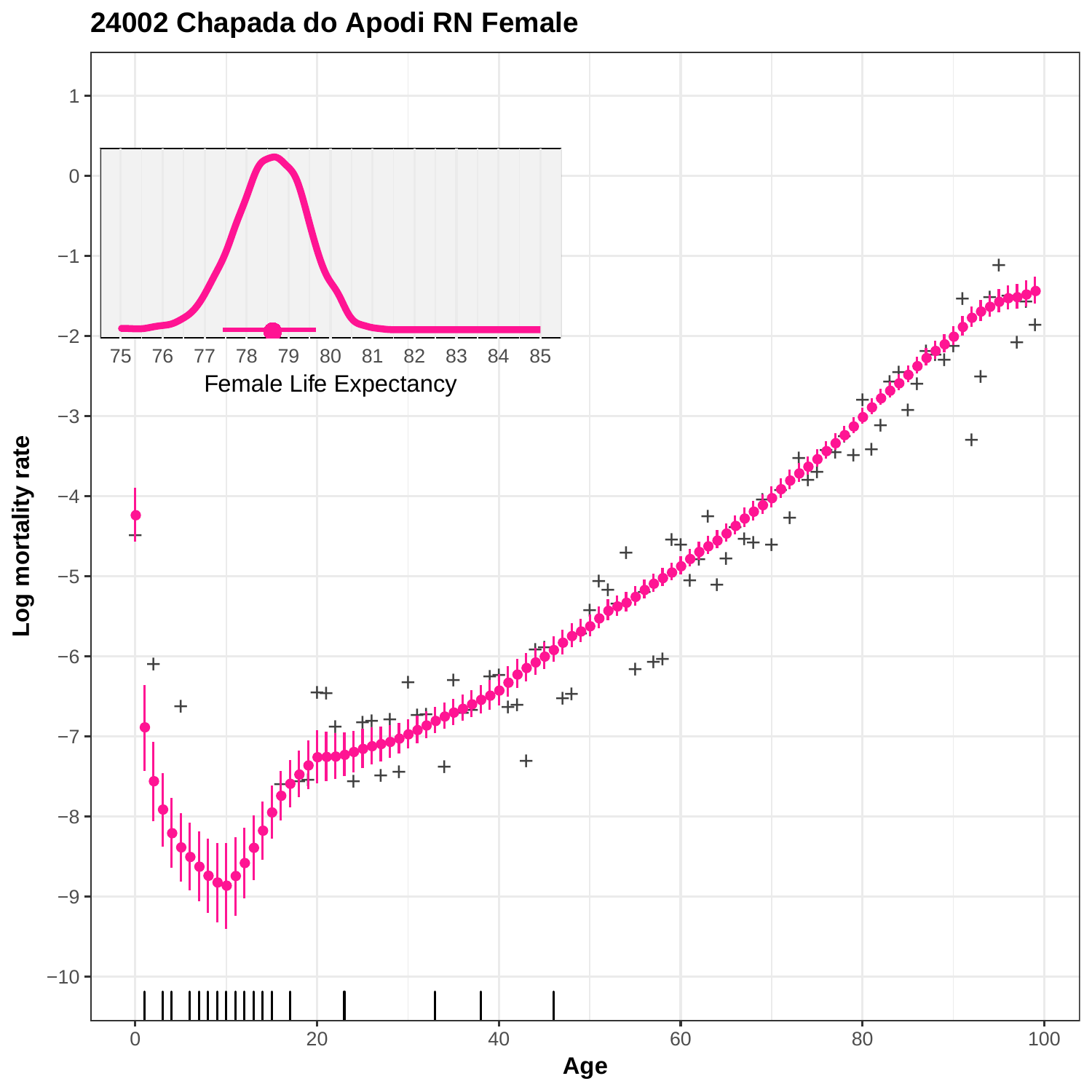# 24002 Chapada do Apodi RN Female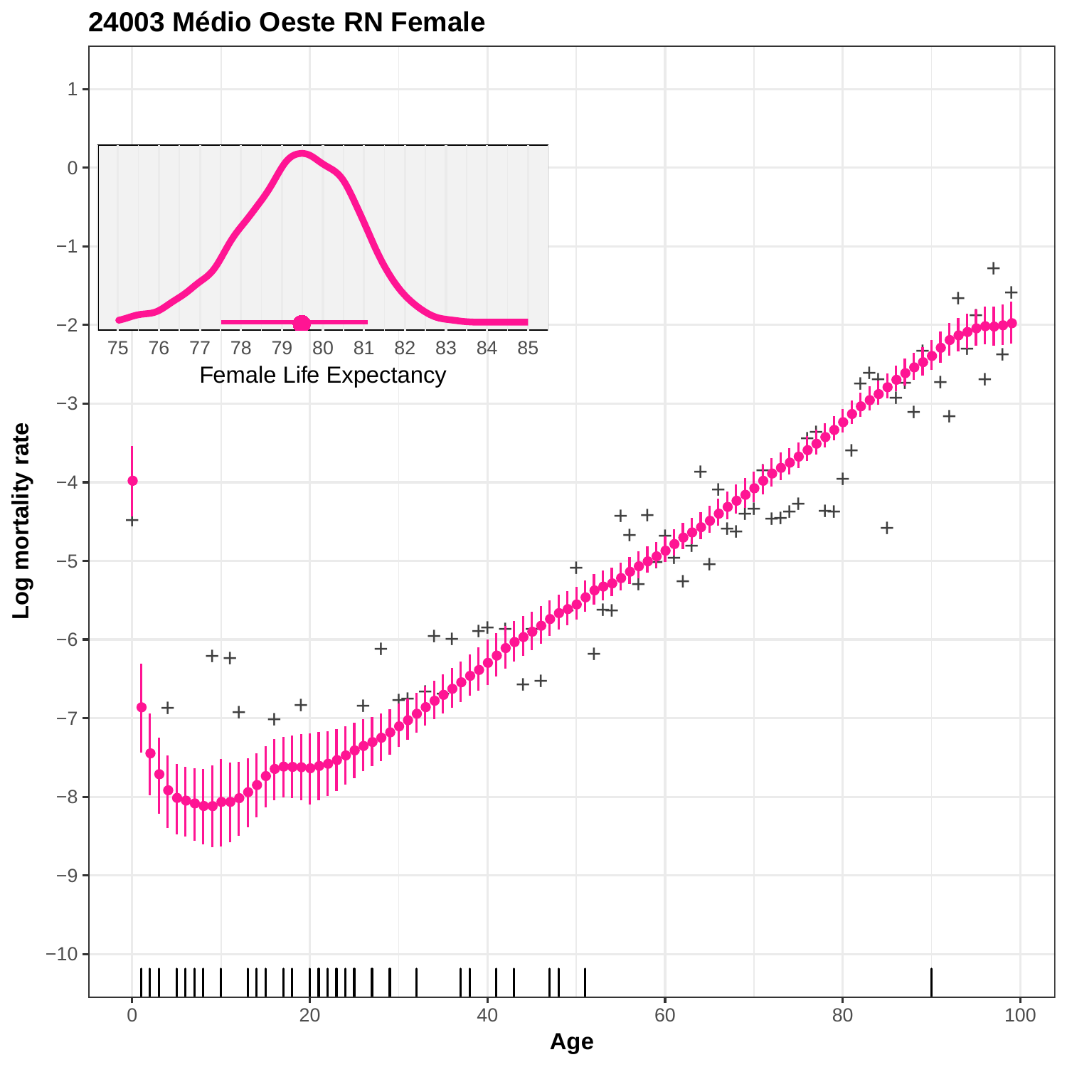# 24003 Médio Oeste RN Female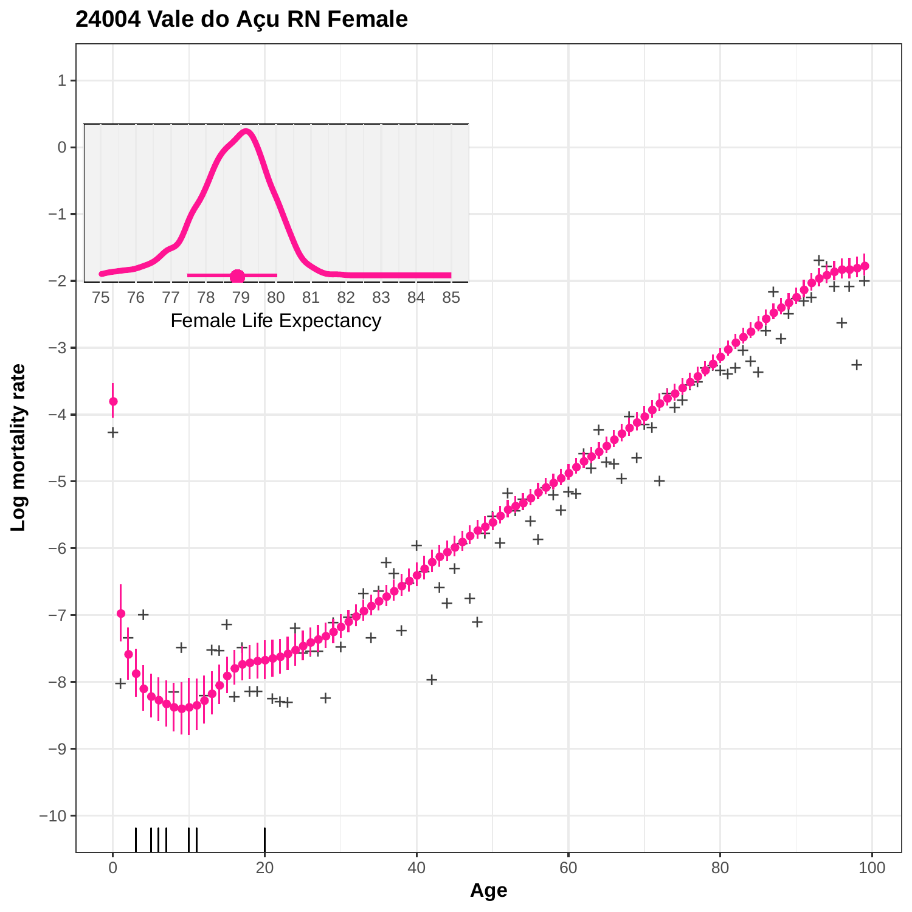# 24004 Vale do Açu RN Female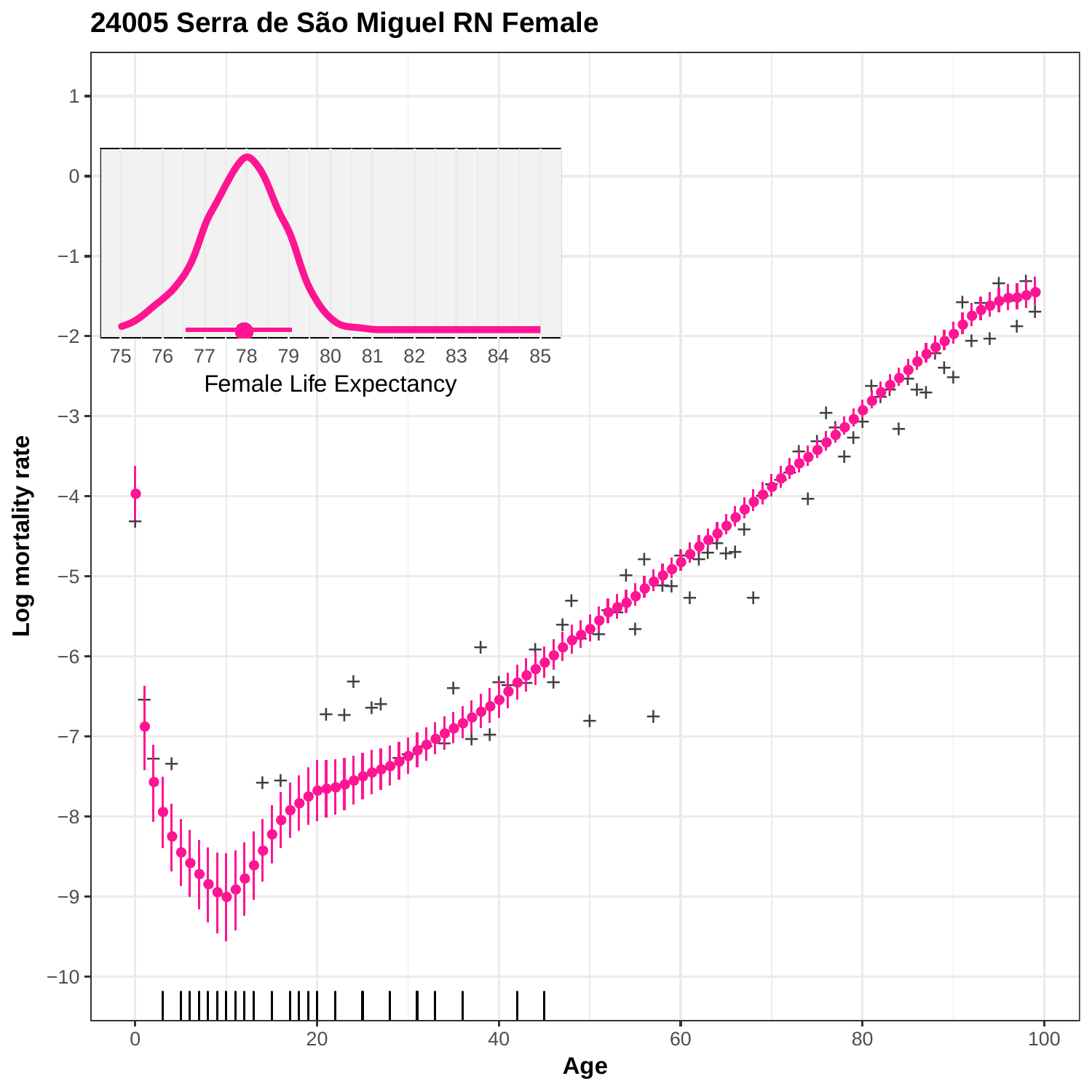# 24005 Serra de São Miguel RN Female

Log mortality rate

Age

Female Life Expectancy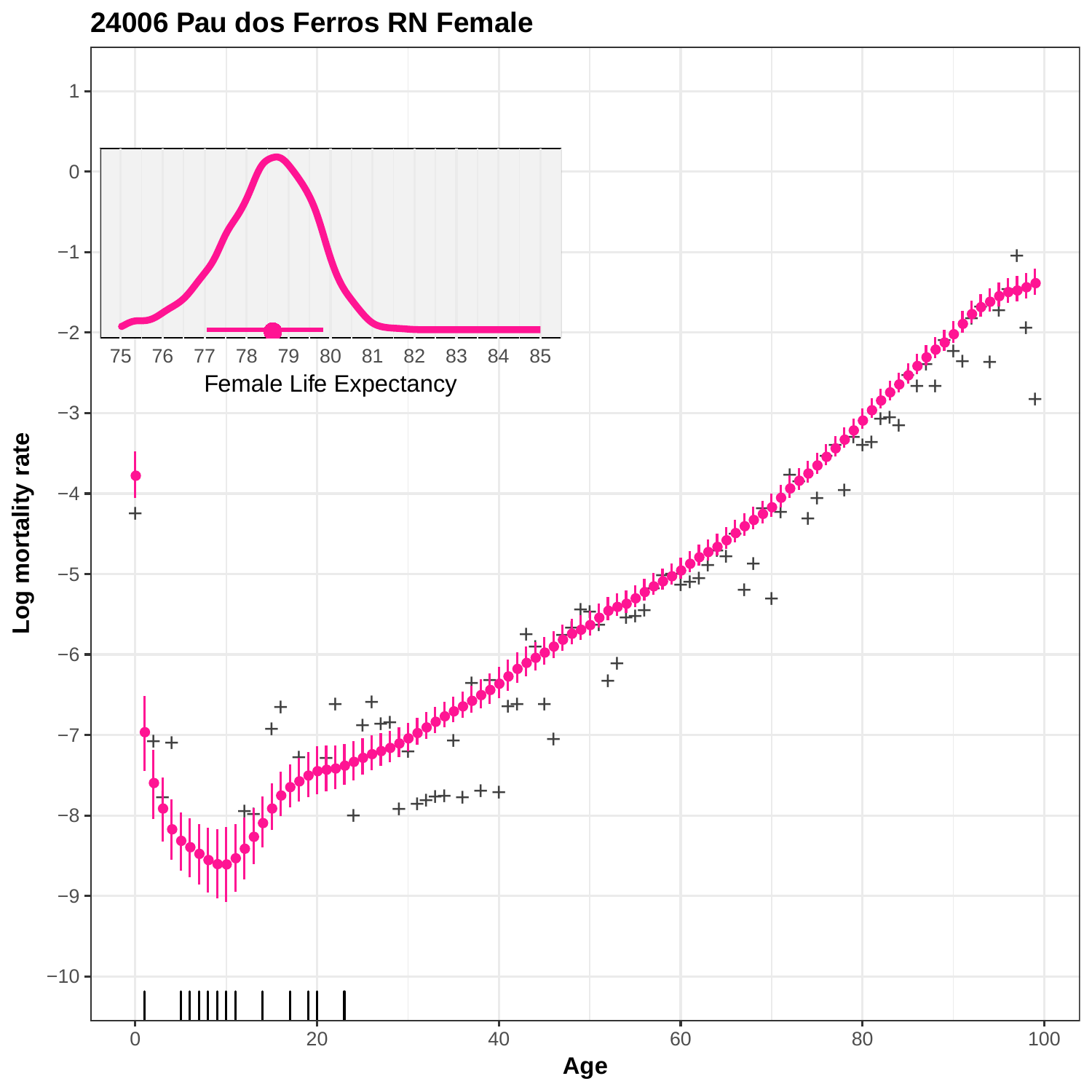# 24006 Pau dos Ferros RN Female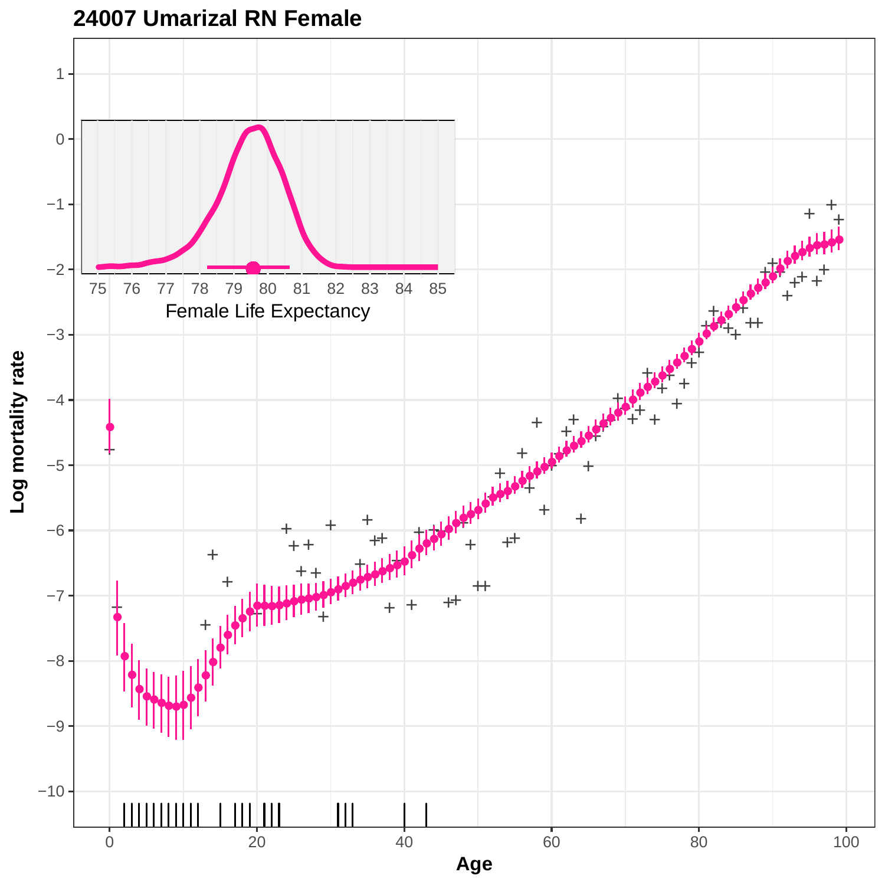**24007 Umarizal RN Female**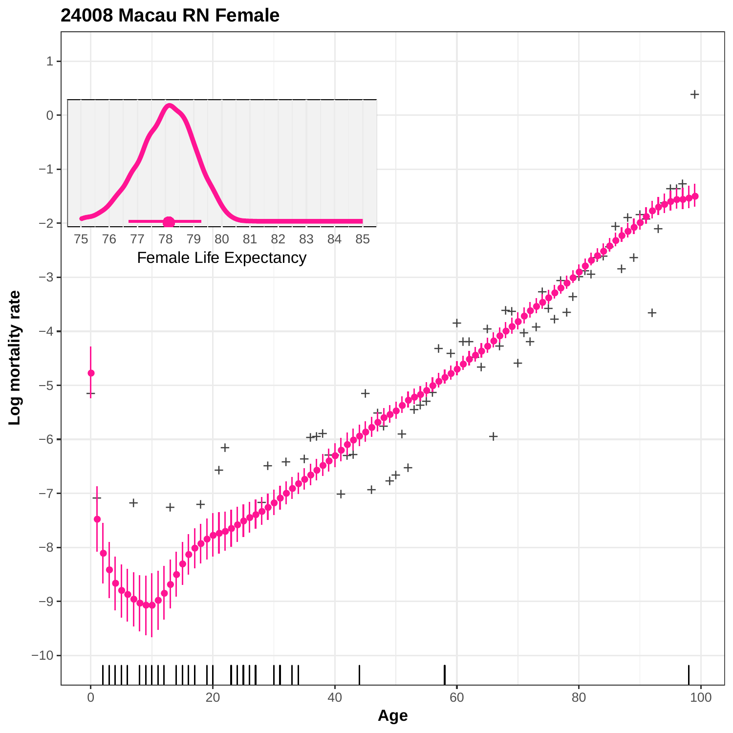# 24008 Macau RN Female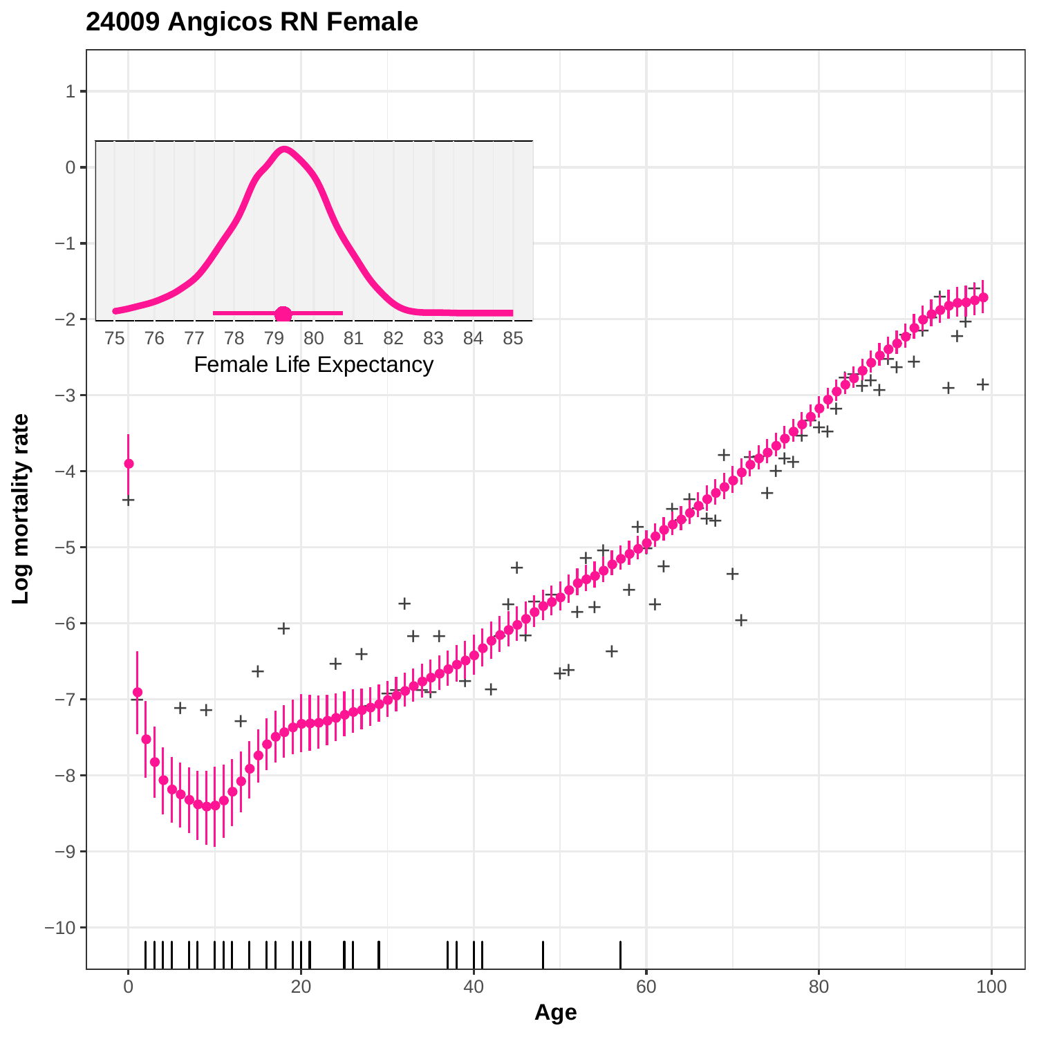# 24009 Angicos RN Female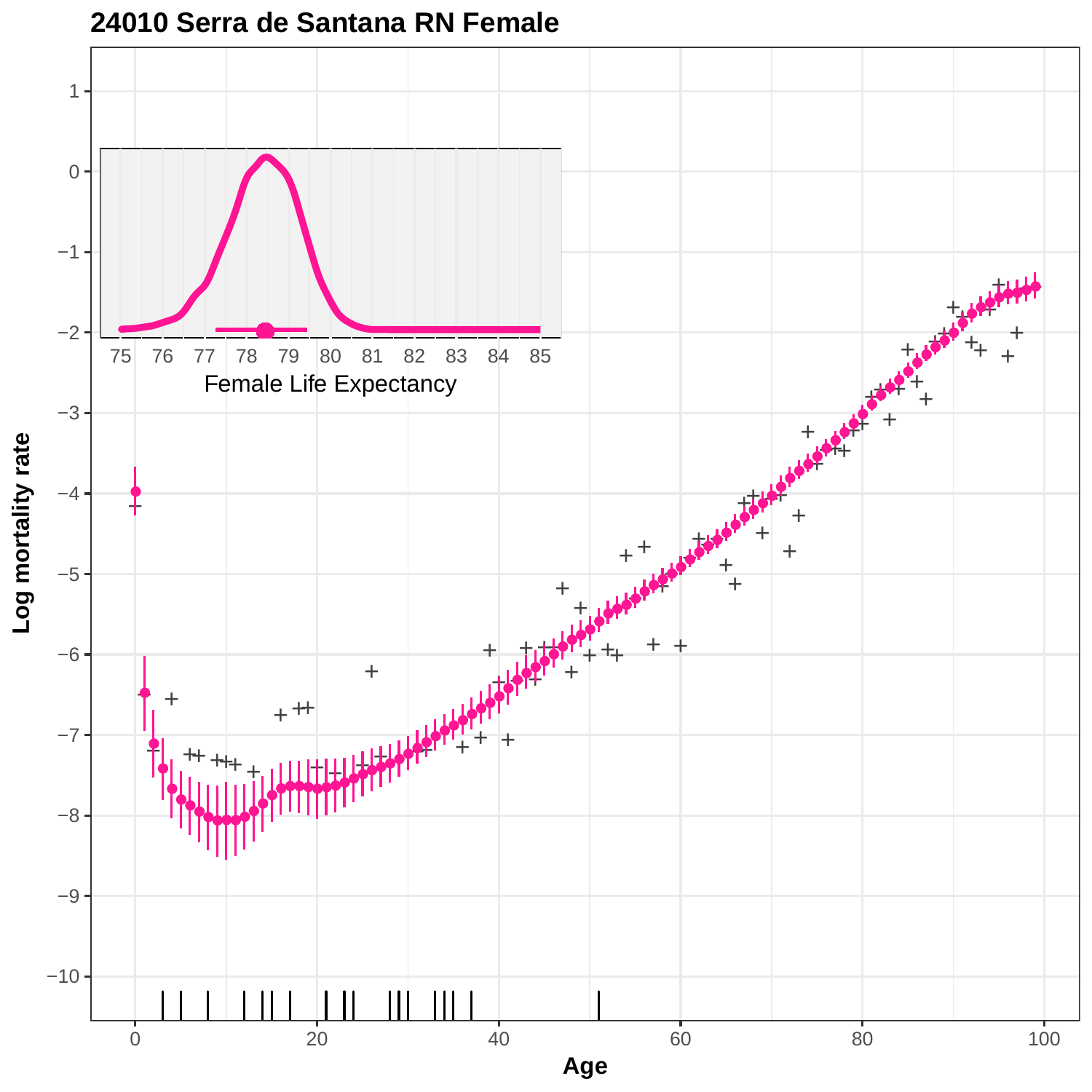# 24010 Serra de Santana RN Female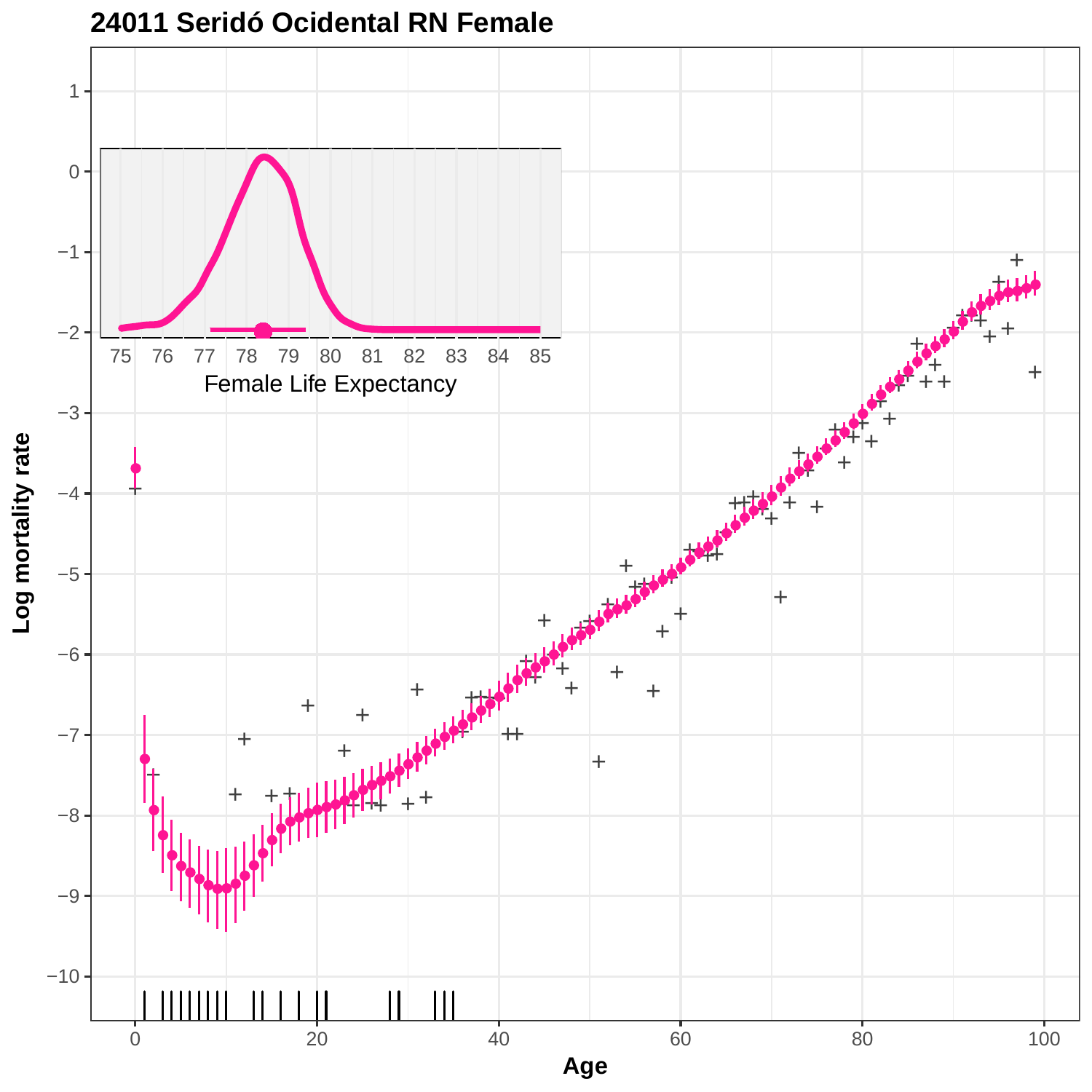# 24011 Seridó Ocidental RN Female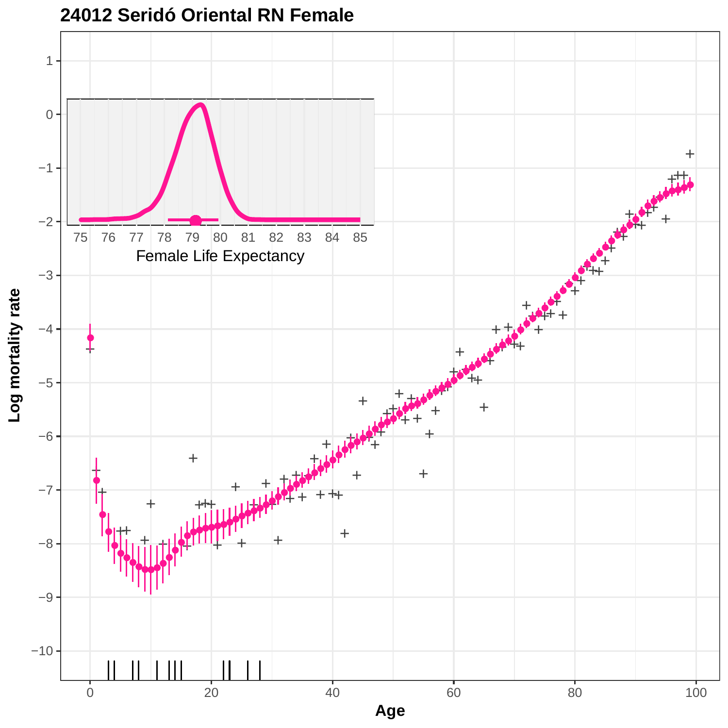# 24012 Seridó Oriental RN Female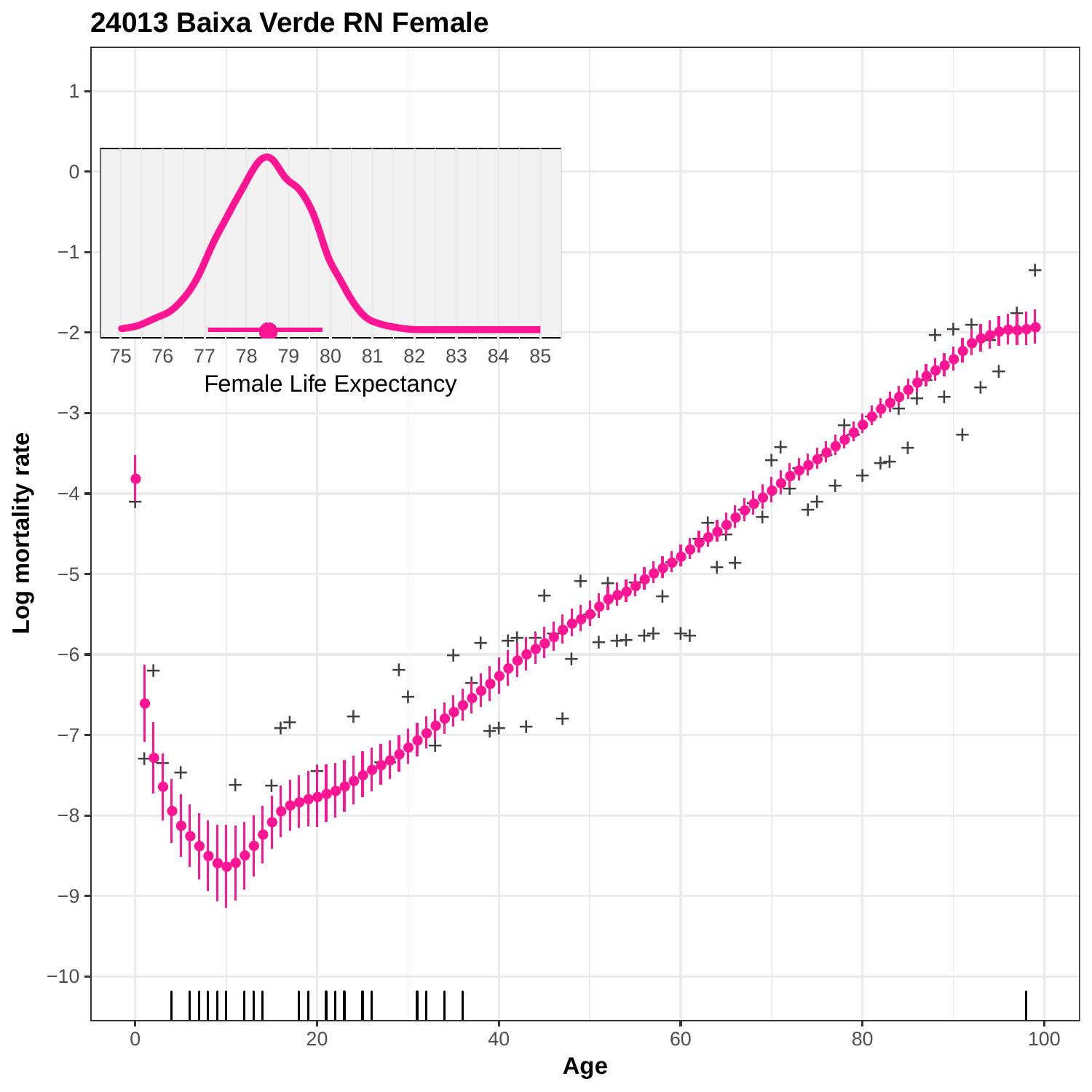# 24013 Baixa Verde RN Female

Female Life Expectancy

Log mortality rate

Age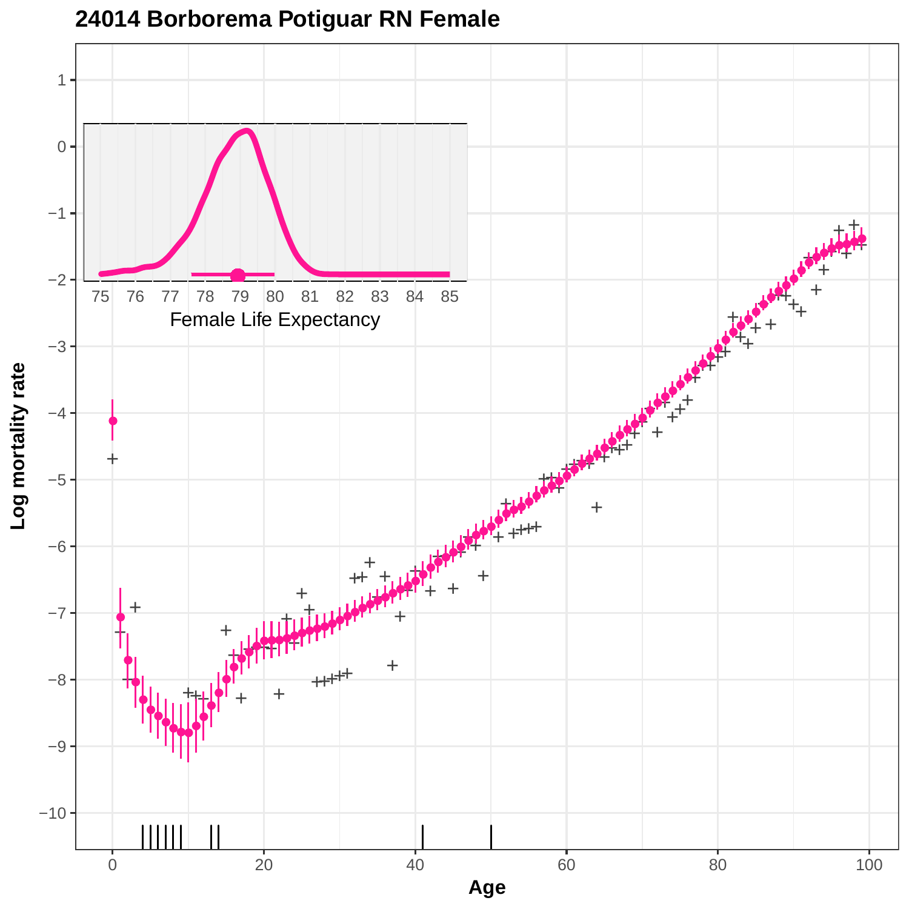# 24014 Borborema Potiguar RN Female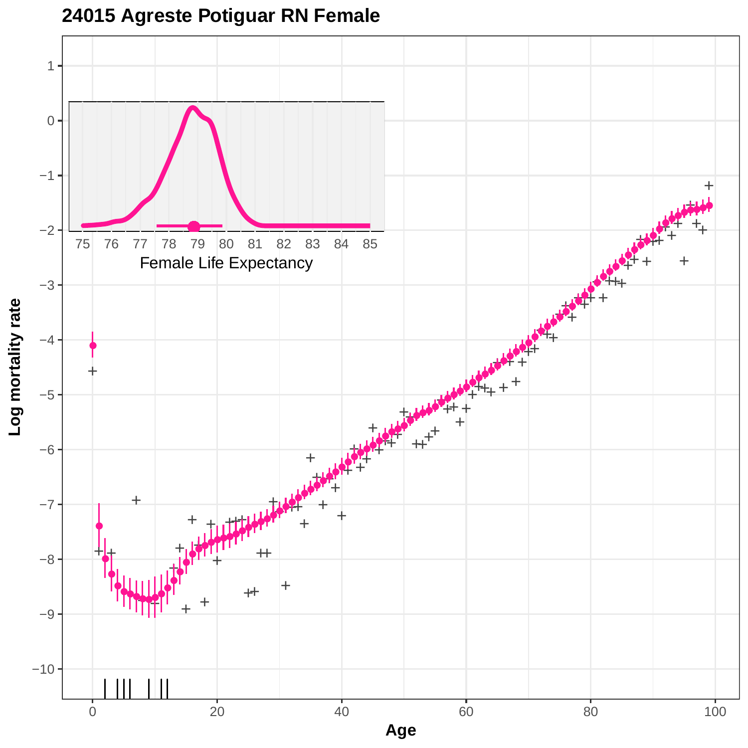# 24015 Agreste Potiguar RN Female

Log mortality rate

Age

Female Life Expectancy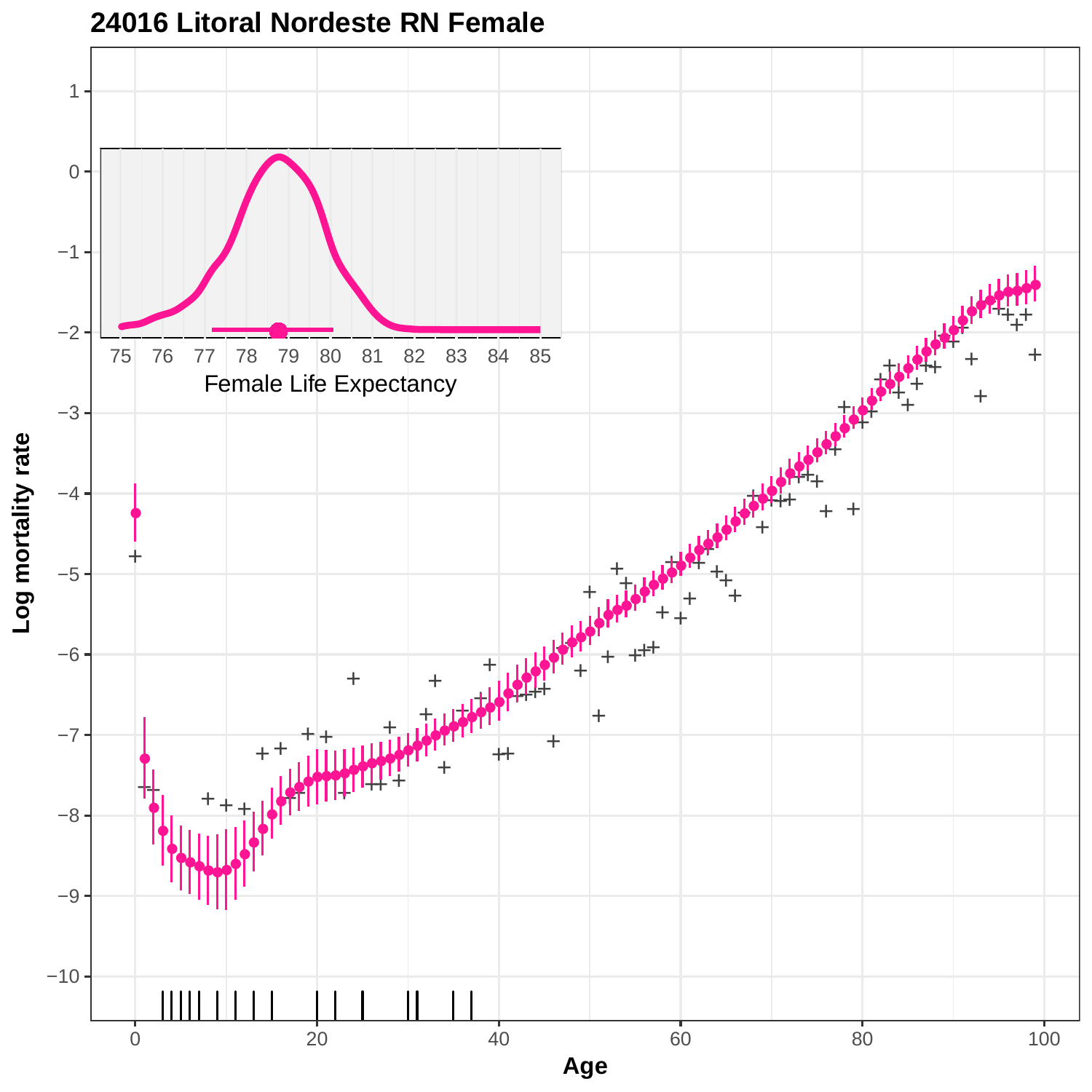# 24016 Litoral Nordeste RN Female

Log mortality rate

Age

Female Life Expectancy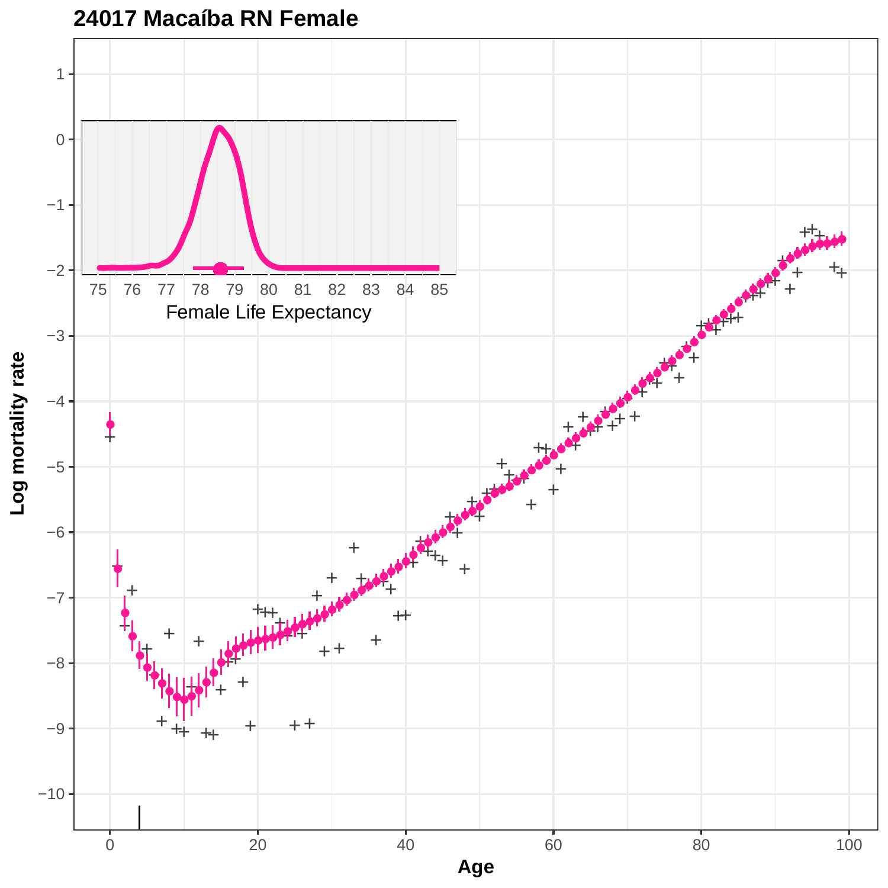## 24017 Macaíba RN Female

Female Life Expectancy

Log mortality rate

Age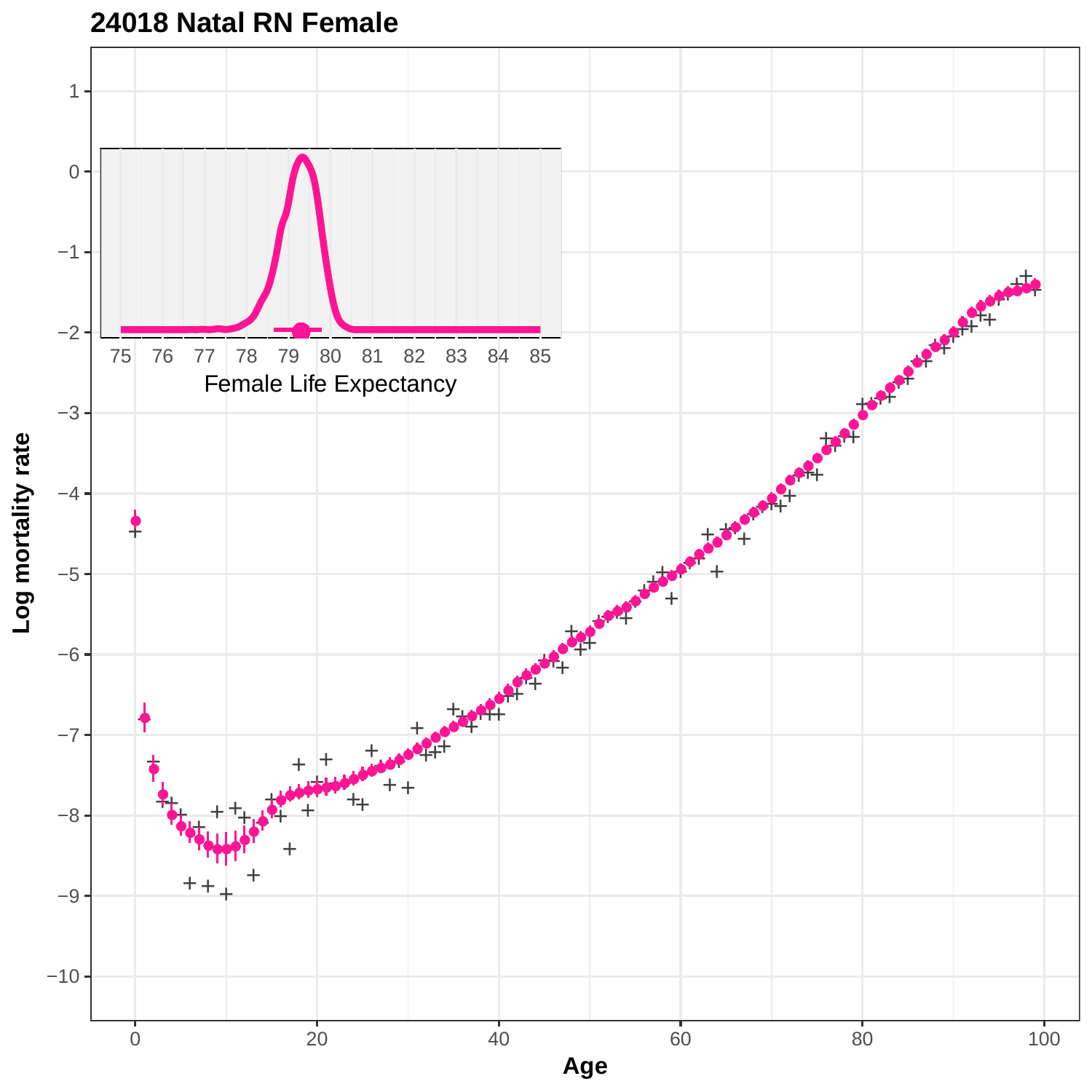**24018 Natal RN Female**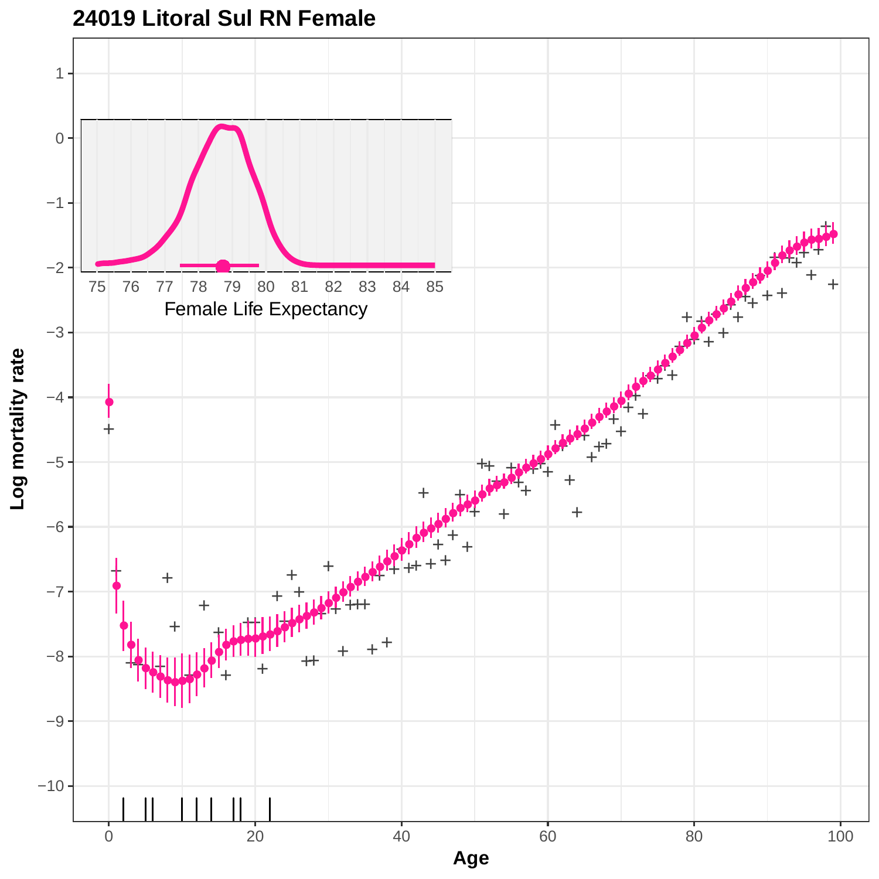24019 Litoral Sul RN Female

Log mortality rate

1
0
−1
−2
−3
−4
−5
−6
−7
−8
−9
−10

Age

0
20
40
60
80
100

Female Life Expectancy

75
76
77
78
79
80
81
82
83
84
85